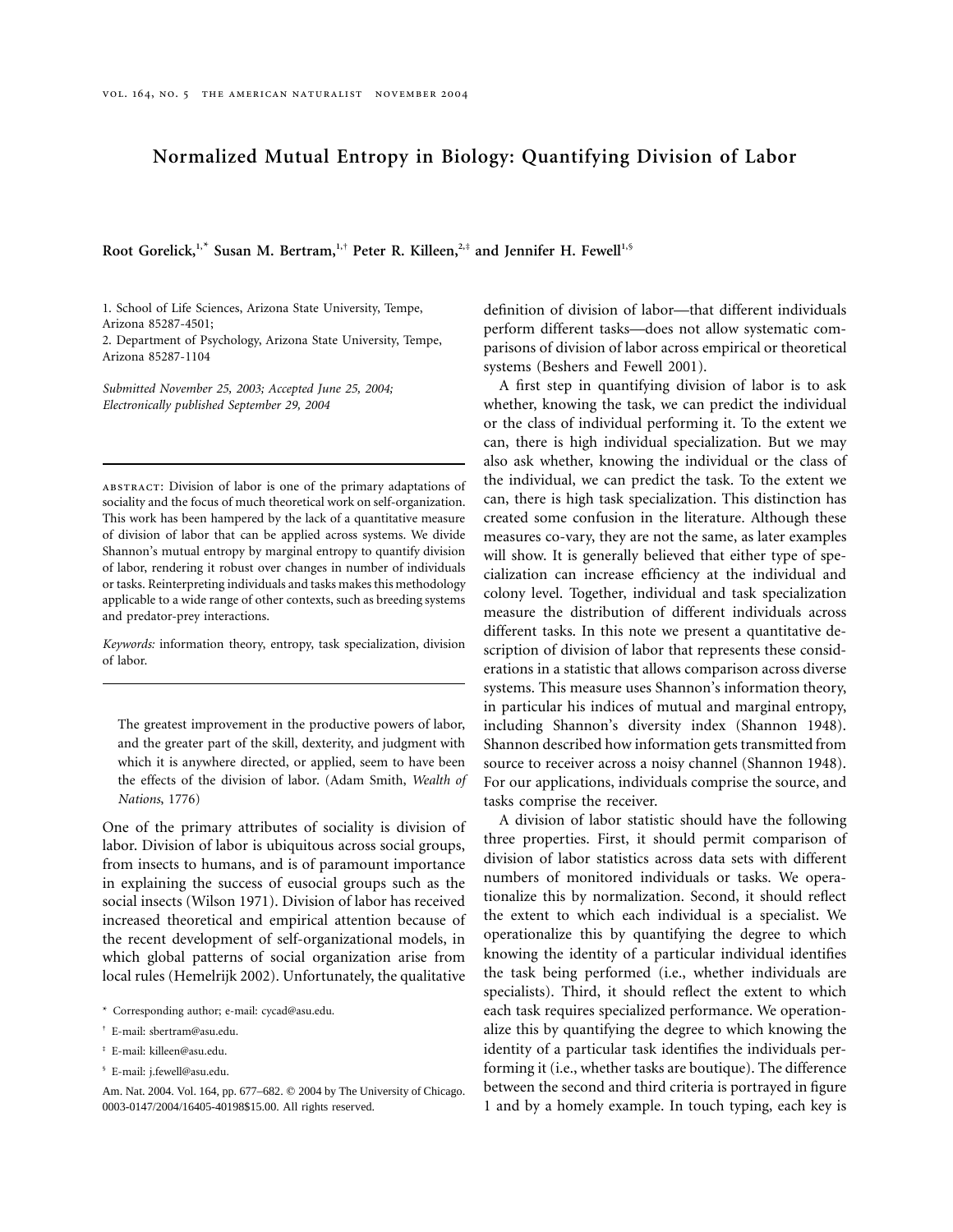# Normalized Mutual Entropy in Biology: Quantifying Division of Labor

**Root Gorelick,[1,*] Susan M. Bertram,[1,†] Peter R. Killeen,[2,‡] and Jennifer H. Fewell[1,§]**

1. School of Life Sciences, Arizona State University, Tempe, Arizona 85287-4501;
2. Department of Psychology, Arizona State University, Tempe, Arizona 85287-1104

*Submitted November 25, 2003; Accepted June 25, 2004; Electronically published September 29, 2004*

ABSTRACT: Division of labor is one of the primary adaptations of sociality and the focus of much theoretical work on self-organization. This work has been hampered by the lack of a quantitative measure of division of labor that can be applied across systems. We divide Shannon's mutual entropy by marginal entropy to quantify division of labor, rendering it robust over changes in number of individuals or tasks. Reinterpreting individuals and tasks makes this methodology applicable to a wide range of other contexts, such as breeding systems and predator-prey interactions.

*Keywords:* information theory, entropy, task specialization, division of labor.

> The greatest improvement in the productive powers of labor, and the greater part of the skill, dexterity, and judgment with which it is anywhere directed, or applied, seem to have been the effects of the division of labor. (Adam Smith, *Wealth of Nations*, 1776)

One of the primary attributes of sociality is division of labor. Division of labor is ubiquitous across social groups, from insects to humans, and is of paramount importance in explaining the success of eusocial groups such as the social insects (Wilson 1971). Division of labor has received increased theoretical and empirical attention because of the recent development of self-organizational models, in which global patterns of social organization arise from local rules (Hemelrijk 2002). Unfortunately, the qualitative definition of division of labor—that different individuals perform different tasks—does not allow systematic comparisons of division of labor across empirical or theoretical systems (Beshers and Fewell 2001).

A first step in quantifying division of labor is to ask whether, knowing the task, we can predict the individual or the class of individual performing it. To the extent we can, there is high individual specialization. But we may also ask whether, knowing the individual or the class of the individual, we can predict the task. To the extent we can, there is high task specialization. This distinction has created some confusion in the literature. Although these measures co-vary, they are not the same, as later examples will show. It is generally believed that either type of specialization can increase efficiency at the individual and colony level. Together, individual and task specialization measure the distribution of different individuals across different tasks. In this note we present a quantitative description of division of labor that represents these considerations in a statistic that allows comparison across diverse systems. This measure uses Shannon's information theory, in particular his indices of mutual and marginal entropy, including Shannon's diversity index (Shannon 1948). Shannon described how information gets transmitted from source to receiver across a noisy channel (Shannon 1948). For our applications, individuals comprise the source, and tasks comprise the receiver.

A division of labor statistic should have the following three properties. First, it should permit comparison of division of labor statistics across data sets with different numbers of monitored individuals or tasks. We operationalize this by normalization. Second, it should reflect the extent to which each individual is a specialist. We operationalize this by quantifying the degree to which knowing the identity of a particular individual identifies the task being performed (i.e., whether individuals are specialists). Third, it should reflect the extent to which each task requires specialized performance. We operationalize this by quantifying the degree to which knowing the identity of a particular task identifies the individuals performing it (i.e., whether tasks are boutique). The difference between the second and third criteria is portrayed in figure 1 and by a homely example. In touch typing, each key is

\* Corresponding author; e-mail: cycad@asu.edu.

† E-mail: sbertram@asu.edu.

‡ E-mail: killeen@asu.edu.

§ E-mail: j.fewell@asu.edu.

Am. Nat. 2004. Vol. 164, pp. 677–682. © 2004 by The University of Chicago. 0003-0147/2004/16405-40198$15.00. All rights reserved.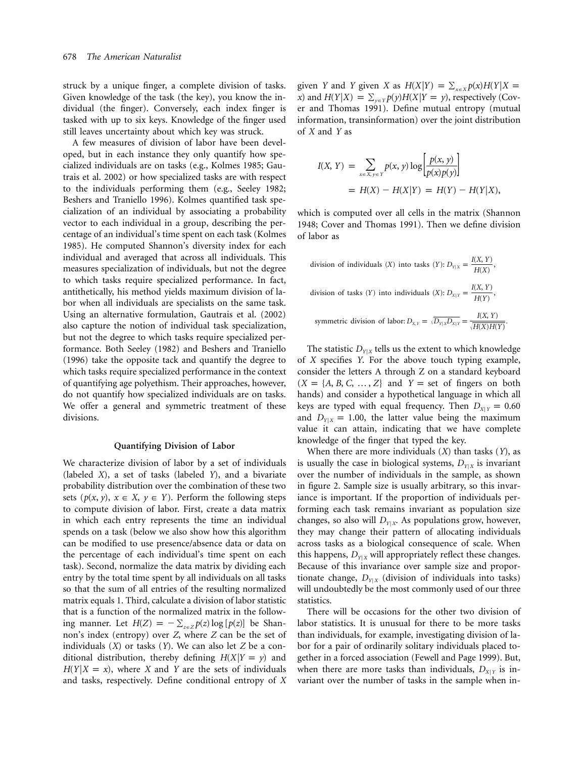struck by a unique finger, a complete division of tasks. Given knowledge of the task (the key), you know the individual (the finger). Conversely, each index finger is tasked with up to six keys. Knowledge of the finger used still leaves uncertainty about which key was struck.

A few measures of division of labor have been developed, but in each instance they only quantify how specialized individuals are on tasks (e.g., Kolmes 1985; Gautrais et al. 2002) or how specialized tasks are with respect to the individuals performing them (e.g., Seeley 1982; Beshers and Traniello 1996). Kolmes quantified task specialization of an individual by associating a probability vector to each individual in a group, describing the percentage of an individual's time spent on each task (Kolmes 1985). He computed Shannon's diversity index for each individual and averaged that across all individuals. This measures specialization of individuals, but not the degree to which tasks require specialized performance. In fact, antithetically, his method yields maximum division of labor when all individuals are specialists on the same task. Using an alternative formulation, Gautrais et al. (2002) also capture the notion of individual task specialization, but not the degree to which tasks require specialized performance. Both Seeley (1982) and Beshers and Traniello (1996) take the opposite tack and quantify the degree to which tasks require specialized performance in the context of quantifying age polyethism. Their approaches, however, do not quantify how specialized individuals are on tasks. We offer a general and symmetric treatment of these divisions.

## Quantifying Division of Labor

We characterize division of labor by a set of individuals (labeled $X$), a set of tasks (labeled $Y$), and a bivariate probability distribution over the combination of these two sets ($p(x, y)$, $x \in X$, $y \in Y$). Perform the following steps to compute division of labor. First, create a data matrix in which each entry represents the time an individual spends on a task (below we also show how this algorithm can be modified to use presence/absence data or data on the percentage of each individual's time spent on each task). Second, normalize the data matrix by dividing each entry by the total time spent by all individuals on all tasks so that the sum of all entries of the resulting normalized matrix equals 1. Third, calculate a division of labor statistic that is a function of the normalized matrix in the following manner. Let $H(Z) = -\sum_{z \in Z} p(z) \log [p(z)]$ be Shannon's index (entropy) over $Z$, where $Z$ can be the set of individuals ($X$) or tasks ($Y$). We can also let $Z$ be a conditional distribution, thereby defining $H(X|Y = y)$ and $H(Y|X = x)$, where $X$ and $Y$ are the sets of individuals and tasks, respectively. Define conditional entropy of $X$ given $Y$ and $Y$ given $X$ as $H(X|Y) = \sum_{x \in X} p(x) H(Y|X = x)$ and $H(Y|X) = \sum_{y \in Y} p(y) H(X|Y = y)$, respectively (Cover and Thomas 1991). Define mutual entropy (mutual information, transinformation) over the joint distribution of $X$ and $Y$ as

$$
\begin{aligned}
I(X, Y) &= \sum_{x \in X, y \in Y} p(x, y) \log \left[ \frac{p(x, y)}{p(x)p(y)} \right] \\
&= H(X) - H(X|Y) = H(Y) - H(Y|X),
\end{aligned}
$$

which is computed over all cells in the matrix (Shannon 1948; Cover and Thomas 1991). Then we define division of labor as

$$
\text{division of individuals } (X) \text{ into tasks } (Y)\text{: } D_{Y|X} = \frac{I(X, Y)}{H(X)},
$$

$$
\text{division of tasks } (Y) \text{ into individuals } (X)\text{: } D_{X|Y} = \frac{I(X, Y)}{H(Y)},
$$

$$
\text{symmetric division of labor: } D_{X,Y} = \sqrt{D_{Y|X} D_{X|Y}} = \frac{I(X, Y)}{\sqrt{H(X)H(Y)}}.
$$

The statistic $D_{Y|X}$ tells us the extent to which knowledge of $X$ specifies $Y$. For the above touch typing example, consider the letters A through Z on a standard keyboard ($X = \{A, B, C, \ldots, Z\}$ and $Y$ = set of fingers on both hands) and consider a hypothetical language in which all keys are typed with equal frequency. Then $D_{X|Y} = 0.60$ and $D_{Y|X} = 1.00$, the latter value being the maximum value it can attain, indicating that we have complete knowledge of the finger that typed the key.

When there are more individuals ($X$) than tasks ($Y$), as is usually the case in biological systems, $D_{Y|X}$ is invariant over the number of individuals in the sample, as shown in figure 2. Sample size is usually arbitrary, so this invariance is important. If the proportion of individuals performing each task remains invariant as population size changes, so also will $D_{Y|X}$. As populations grow, however, they may change their pattern of allocating individuals across tasks as a biological consequence of scale. When this happens, $D_{Y|X}$ will appropriately reflect these changes. Because of this invariance over sample size and proportionate change, $D_{Y|X}$ (division of individuals into tasks) will undoubtedly be the most commonly used of our three statistics.

There will be occasions for the other two division of labor statistics. It is unusual for there to be more tasks than individuals, for example, investigating division of labor for a pair of ordinarily solitary individuals placed together in a forced association (Fewell and Page 1999). But, when there are more tasks than individuals, $D_{X|Y}$ is invariant over the number of tasks in the sample when in-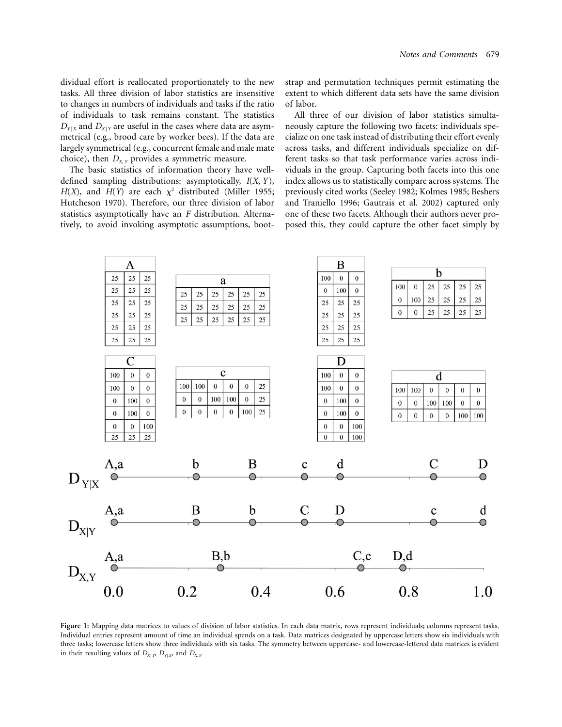dividual effort is reallocated proportionately to the new tasks. All three division of labor statistics are insensitive to changes in numbers of individuals and tasks if the ratio of individuals to task remains constant. The statistics $D_{Y|X}$ and $D_{X|Y}$ are useful in the cases where data are asymmetrical (e.g., brood care by worker bees). If the data are largely symmetrical (e.g., concurrent female and male mate choice), then $D_{X,Y}$ provides a symmetric measure.

The basic statistics of information theory have well-defined sampling distributions: asymptotically, $I(X, Y)$, $H(X)$, and $H(Y)$ are each $\chi^2$ distributed (Miller 1955; Hutcheson 1970). Therefore, our three division of labor statistics asymptotically have an $F$ distribution. Alternatively, to avoid invoking asymptotic assumptions, bootstrap and permutation techniques permit estimating the extent to which different data sets have the same division of labor.

All three of our division of labor statistics simultaneously capture the following two facets: individuals specialize on one task instead of distributing their effort evenly across tasks, and different individuals specialize on different tasks so that task performance varies across individuals in the group. Capturing both facets into this one index allows us to statistically compare across systems. The previously cited works (Seeley 1982; Kolmes 1985; Beshers and Traniello 1996; Gautrais et al. 2002) captured only one of these two facets. Although their authors never proposed this, they could capture the other facet simply by

**A**

| | | |
|---|---|---|
| 25 | 25 | 25 |
| 25 | 25 | 25 |
| 25 | 25 | 25 |
| 25 | 25 | 25 |
| 25 | 25 | 25 |
| 25 | 25 | 25 |

**a**

| | | | | | |
|---|---|---|---|---|---|
| 25 | 25 | 25 | 25 | 25 | 25 |
| 25 | 25 | 25 | 25 | 25 | 25 |
| 25 | 25 | 25 | 25 | 25 | 25 |

**B**

| | | |
|---|---|---|
| 100 | 0 | 0 |
| 0 | 100 | 0 |
| 25 | 25 | 25 |
| 25 | 25 | 25 |
| 25 | 25 | 25 |
| 25 | 25 | 25 |

**b**

| | | | | | |
|---|---|---|---|---|---|
| 100 | 0 | 25 | 25 | 25 | 25 |
| 0 | 100 | 25 | 25 | 25 | 25 |
| 0 | 0 | 25 | 25 | 25 | 25 |

**C**

| | | |
|---|---|---|
| 100 | 0 | 0 |
| 100 | 0 | 0 |
| 0 | 100 | 0 |
| 0 | 100 | 0 |
| 0 | 0 | 100 |
| 25 | 25 | 25 |

**c**

| | | | | | |
|---|---|---|---|---|---|
| 100 | 100 | 0 | 0 | 0 | 25 |
| 0 | 0 | 100 | 100 | 0 | 25 |
| 0 | 0 | 0 | 0 | 100 | 25 |

**D**

| | | |
|---|---|---|
| 100 | 0 | 0 |
| 100 | 0 | 0 |
| 0 | 100 | 0 |
| 0 | 100 | 0 |
| 0 | 0 | 100 |
| 0 | 0 | 100 |

**d**

| | | | | | |
|---|---|---|---|---|---|
| 100 | 100 | 0 | 0 | 0 | 0 |
| 0 | 0 | 100 | 100 | 0 | 0 |
| 0 | 0 | 0 | 0 | 100 | 100 |

$D_{Y|X}$: A,a (0.0); b; B; c; d; C; D (1.0)

$D_{X|Y}$: A,a (0.0); B; b; C; D; c; d (1.0)

$D_{X,Y}$: A,a (0.0); B,b; C,c; D,d

0.0 0.2 0.4 0.6 0.8 1.0

**Figure 1:** Mapping data matrices to values of division of labor statistics. In each data matrix, rows represent individuals; columns represent tasks. Individual entries represent amount of time an individual spends on a task. Data matrices designated by uppercase letters show six individuals with three tasks; lowercase letters show three individuals with six tasks. The symmetry between uppercase- and lowercase-lettered data matrices is evident in their resulting values of $D_{X|Y}$, $D_{Y|X}$, and $D_{X,Y}$.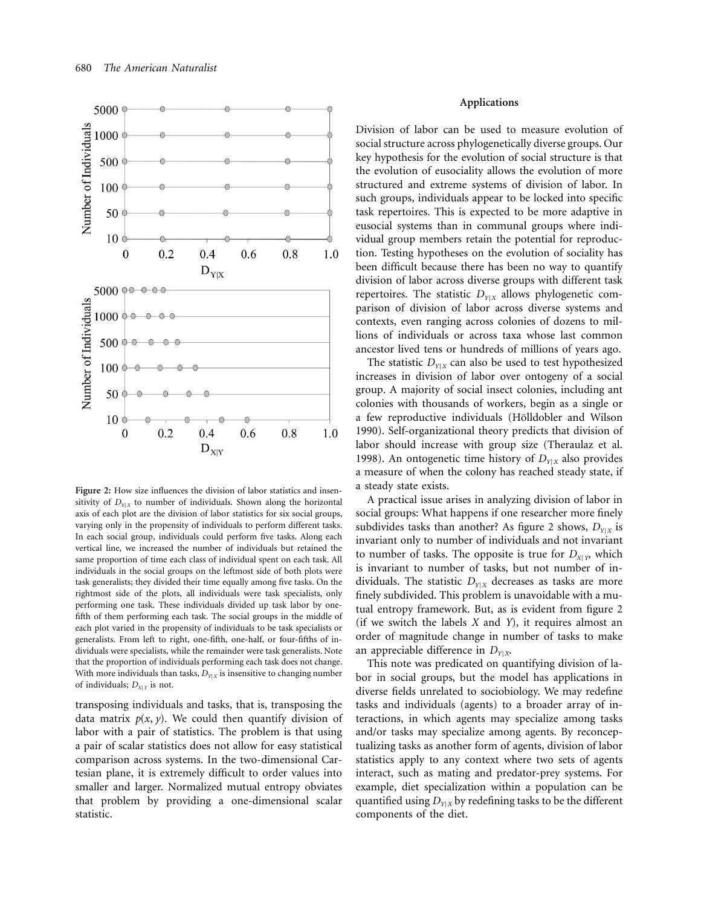5000
1000
500
100
50
10
Number of Individuals
0 0.2 0.4 0.6 0.8 1.0
$D_{Y|X}$

5000
1000
500
100
50
10
Number of Individuals
0 0.2 0.4 0.6 0.8 1.0
$D_{X|Y}$

**Figure 2:** How size influences the division of labor statistics and insensitivity of $D_{Y|X}$ to number of individuals. Shown along the horizontal axis of each plot are the division of labor statistics for six social groups, varying only in the propensity of individuals to perform different tasks. In each social group, individuals could perform five tasks. Along each vertical line, we increased the number of individuals but retained the same proportion of time each class of individual spent on each task. All individuals in the social groups on the leftmost side of both plots were task generalists; they divided their time equally among five tasks. On the rightmost side of the plots, all individuals were task specialists, only performing one task. These individuals divided up task labor by one-fifth of them performing each task. The social groups in the middle of each plot varied in the propensity of individuals to be task specialists or generalists. From left to right, one-fifth, one-half, or four-fifths of individuals were specialists, while the remainder were task generalists. Note that the proportion of individuals performing each task does not change. With more individuals than tasks, $D_{Y|X}$ is insensitive to changing number of individuals; $D_{X|Y}$ is not.

transposing individuals and tasks, that is, transposing the data matrix $p(x, y)$. We could then quantify division of labor with a pair of statistics. The problem is that using a pair of scalar statistics does not allow for easy statistical comparison across systems. In the two-dimensional Cartesian plane, it is extremely difficult to order values into smaller and larger. Normalized mutual entropy obviates that problem by providing a one-dimensional scalar statistic.

## Applications

Division of labor can be used to measure evolution of social structure across phylogenetically diverse groups. Our key hypothesis for the evolution of social structure is that the evolution of eusociality allows the evolution of more structured and extreme systems of division of labor. In such groups, individuals appear to be locked into specific task repertoires. This is expected to be more adaptive in eusocial systems than in communal groups where individual group members retain the potential for reproduction. Testing hypotheses on the evolution of sociality has been difficult because there has been no way to quantify division of labor across diverse groups with different task repertoires. The statistic $D_{Y|X}$ allows phylogenetic comparison of division of labor across diverse systems and contexts, even ranging across colonies of dozens to millions of individuals or across taxa whose last common ancestor lived tens or hundreds of millions of years ago.

The statistic $D_{Y|X}$ can also be used to test hypothesized increases in division of labor over ontogeny of a social group. A majority of social insect colonies, including ant colonies with thousands of workers, begin as a single or a few reproductive individuals (Hölldobler and Wilson 1990). Self-organizational theory predicts that division of labor should increase with group size (Theraulaz et al. 1998). An ontogenetic time history of $D_{Y|X}$ also provides a measure of when the colony has reached steady state, if a steady state exists.

A practical issue arises in analyzing division of labor in social groups: What happens if one researcher more finely subdivides tasks than another? As figure 2 shows, $D_{Y|X}$ is invariant only to number of individuals and not invariant to number of tasks. The opposite is true for $D_{X|Y}$, which is invariant to number of tasks, but not number of individuals. The statistic $D_{Y|X}$ decreases as tasks are more finely subdivided. This problem is unavoidable with a mutual entropy framework. But, as is evident from figure 2 (if we switch the labels $X$ and $Y$), it requires almost an order of magnitude change in number of tasks to make an appreciable difference in $D_{Y|X}$.

This note was predicated on quantifying division of labor in social groups, but the model has applications in diverse fields unrelated to sociobiology. We may redefine tasks and individuals (agents) to a broader array of interactions, in which agents may specialize among tasks and/or tasks may specialize among agents. By reconceptualizing tasks as another form of agents, division of labor statistics apply to any context where two sets of agents interact, such as mating and predator-prey systems. For example, diet specialization within a population can be quantified using $D_{Y|X}$ by redefining tasks to be the different components of the diet.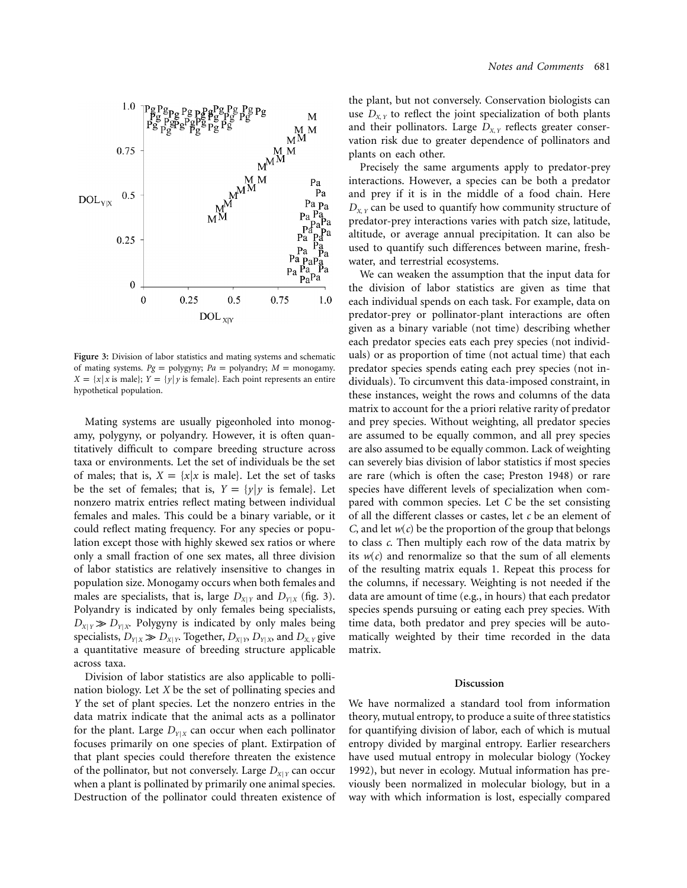Figure 3: Division of labor statistics and mating systems and schematic of mating systems. $Pg$ = polygyny; $Pa$ = polyandry; $M$ = monogamy. $X = \{x|x \text{ is male}\}$; $Y = \{y|y \text{ is female}\}$. Each point represents an entire hypothetical population.

Mating systems are usually pigeonholed into monogamy, polygyny, or polyandry. However, it is often quantitatively difficult to compare breeding structure across taxa or environments. Let the set of individuals be the set of males; that is, $X = \{x|x \text{ is male}\}$. Let the set of tasks be the set of females; that is, $Y = \{y|y \text{ is female}\}$. Let nonzero matrix entries reflect mating between individual females and males. This could be a binary variable, or it could reflect mating frequency. For any species or population except those with highly skewed sex ratios or where only a small fraction of one sex mates, all three division of labor statistics are relatively insensitive to changes in population size. Monogamy occurs when both females and males are specialists, that is, large $D_{X|Y}$ and $D_{Y|X}$ (fig. 3). Polyandry is indicated by only females being specialists, $D_{X|Y} \gg D_{Y|X}$. Polygyny is indicated by only males being specialists, $D_{Y|X} \gg D_{X|Y}$. Together, $D_{X|Y}$, $D_{Y|X}$, and $D_{X,Y}$ give a quantitative measure of breeding structure applicable across taxa.

Division of labor statistics are also applicable to pollination biology. Let $X$ be the set of pollinating species and $Y$ the set of plant species. Let the nonzero entries in the data matrix indicate that the animal acts as a pollinator for the plant. Large $D_{Y|X}$ can occur when each pollinator focuses primarily on one species of plant. Extirpation of that plant species could therefore threaten the existence of the pollinator, but not conversely. Large $D_{X|Y}$ can occur when a plant is pollinated by primarily one animal species. Destruction of the pollinator could threaten existence of the plant, but not conversely. Conservation biologists can use $D_{X,Y}$ to reflect the joint specialization of both plants and their pollinators. Large $D_{X,Y}$ reflects greater conservation risk due to greater dependence of pollinators and plants on each other.

Precisely the same arguments apply to predator-prey interactions. However, a species can be both a predator and prey if it is in the middle of a food chain. Here $D_{X,Y}$ can be used to quantify how community structure of predator-prey interactions varies with patch size, latitude, altitude, or average annual precipitation. It can also be used to quantify such differences between marine, freshwater, and terrestrial ecosystems.

We can weaken the assumption that the input data for the division of labor statistics are given as time that each individual spends on each task. For example, data on predator-prey or pollinator-plant interactions are often given as a binary variable (not time) describing whether each predator species eats each prey species (not individuals) or as proportion of time (not actual time) that each predator species spends eating each prey species (not individuals). To circumvent this data-imposed constraint, in these instances, weight the rows and columns of the data matrix to account for the a priori relative rarity of predator and prey species. Without weighting, all predator species are assumed to be equally common, and all prey species are also assumed to be equally common. Lack of weighting can severely bias division of labor statistics if most species are rare (which is often the case; Preston 1948) or rare species have different levels of specialization when compared with common species. Let $C$ be the set consisting of all the different classes or castes, let $c$ be an element of $C$, and let $w(c)$ be the proportion of the group that belongs to class $c$. Then multiply each row of the data matrix by its $w(c)$ and renormalize so that the sum of all elements of the resulting matrix equals 1. Repeat this process for the columns, if necessary. Weighting is not needed if the data are amount of time (e.g., in hours) that each predator species spends pursuing or eating each prey species. With time data, both predator and prey species will be automatically weighted by their time recorded in the data matrix.

## Discussion

We have normalized a standard tool from information theory, mutual entropy, to produce a suite of three statistics for quantifying division of labor, each of which is mutual entropy divided by marginal entropy. Earlier researchers have used mutual entropy in molecular biology (Yockey 1992), but never in ecology. Mutual information has previously been normalized in molecular biology, but in a way with which information is lost, especially compared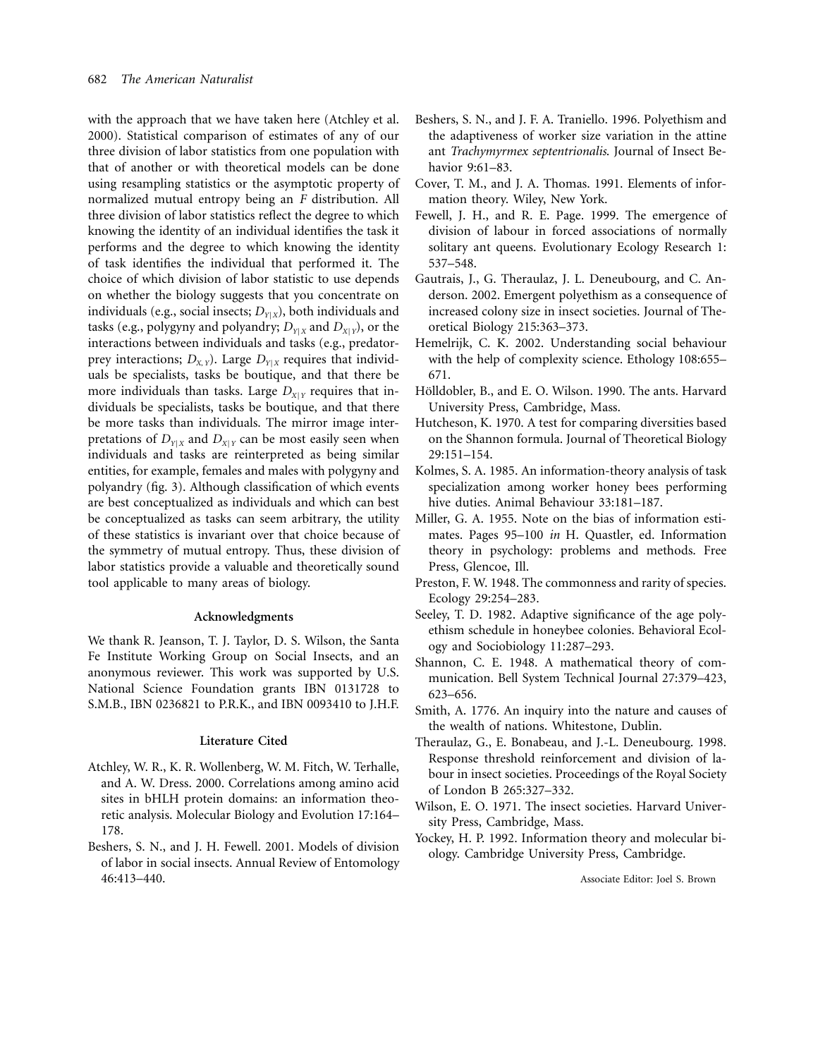with the approach that we have taken here (Atchley et al. 2000). Statistical comparison of estimates of any of our three division of labor statistics from one population with that of another or with theoretical models can be done using resampling statistics or the asymptotic property of normalized mutual entropy being an *F* distribution. All three division of labor statistics reflect the degree to which knowing the identity of an individual identifies the task it performs and the degree to which knowing the identity of task identifies the individual that performed it. The choice of which division of labor statistic to use depends on whether the biology suggests that you concentrate on individuals (e.g., social insects; $D_{Y|X}$), both individuals and tasks (e.g., polygyny and polyandry; $D_{Y|X}$ and $D_{X|Y}$), or the interactions between individuals and tasks (e.g., predator-prey interactions; $D_{X,Y}$). Large $D_{Y|X}$ requires that individuals be specialists, tasks be boutique, and that there be more individuals than tasks. Large $D_{X|Y}$ requires that individuals be specialists, tasks be boutique, and that there be more tasks than individuals. The mirror image interpretations of $D_{Y|X}$ and $D_{X|Y}$ can be most easily seen when individuals and tasks are reinterpreted as being similar entities, for example, females and males with polygyny and polyandry (fig. 3). Although classification of which events are best conceptualized as individuals and which can best be conceptualized as tasks can seem arbitrary, the utility of these statistics is invariant over that choice because of the symmetry of mutual entropy. Thus, these division of labor statistics provide a valuable and theoretically sound tool applicable to many areas of biology.

## Acknowledgments

We thank R. Jeanson, T. J. Taylor, D. S. Wilson, the Santa Fe Institute Working Group on Social Insects, and an anonymous reviewer. This work was supported by U.S. National Science Foundation grants IBN 0131728 to S.M.B., IBN 0236821 to P.R.K., and IBN 0093410 to J.H.F.

## Literature Cited

Atchley, W. R., K. R. Wollenberg, W. M. Fitch, W. Terhalle, and A. W. Dress. 2000. Correlations among amino acid sites in bHLH protein domains: an information theoretic analysis. Molecular Biology and Evolution 17:164–178.

Beshers, S. N., and J. H. Fewell. 2001. Models of division of labor in social insects. Annual Review of Entomology 46:413–440.

Beshers, S. N., and J. F. A. Traniello. 1996. Polyethism and the adaptiveness of worker size variation in the attine ant *Trachymyrmex septentrionalis*. Journal of Insect Behavior 9:61–83.

Cover, T. M., and J. A. Thomas. 1991. Elements of information theory. Wiley, New York.

Fewell, J. H., and R. E. Page. 1999. The emergence of division of labour in forced associations of normally solitary ant queens. Evolutionary Ecology Research 1: 537–548.

Gautrais, J., G. Theraulaz, J. L. Deneubourg, and C. Anderson. 2002. Emergent polyethism as a consequence of increased colony size in insect societies. Journal of Theoretical Biology 215:363–373.

Hemelrijk, C. K. 2002. Understanding social behaviour with the help of complexity science. Ethology 108:655–671.

Hölldobler, B., and E. O. Wilson. 1990. The ants. Harvard University Press, Cambridge, Mass.

Hutcheson, K. 1970. A test for comparing diversities based on the Shannon formula. Journal of Theoretical Biology 29:151–154.

Kolmes, S. A. 1985. An information-theory analysis of task specialization among worker honey bees performing hive duties. Animal Behaviour 33:181–187.

Miller, G. A. 1955. Note on the bias of information estimates. Pages 95–100 *in* H. Quastler, ed. Information theory in psychology: problems and methods. Free Press, Glencoe, Ill.

Preston, F. W. 1948. The commonness and rarity of species. Ecology 29:254–283.

Seeley, T. D. 1982. Adaptive significance of the age polyethism schedule in honeybee colonies. Behavioral Ecology and Sociobiology 11:287–293.

Shannon, C. E. 1948. A mathematical theory of communication. Bell System Technical Journal 27:379–423, 623–656.

Smith, A. 1776. An inquiry into the nature and causes of the wealth of nations. Whitestone, Dublin.

Theraulaz, G., E. Bonabeau, and J.-L. Deneubourg. 1998. Response threshold reinforcement and division of labour in insect societies. Proceedings of the Royal Society of London B 265:327–332.

Wilson, E. O. 1971. The insect societies. Harvard University Press, Cambridge, Mass.

Yockey, H. P. 1992. Information theory and molecular biology. Cambridge University Press, Cambridge.

Associate Editor: Joel S. Brown